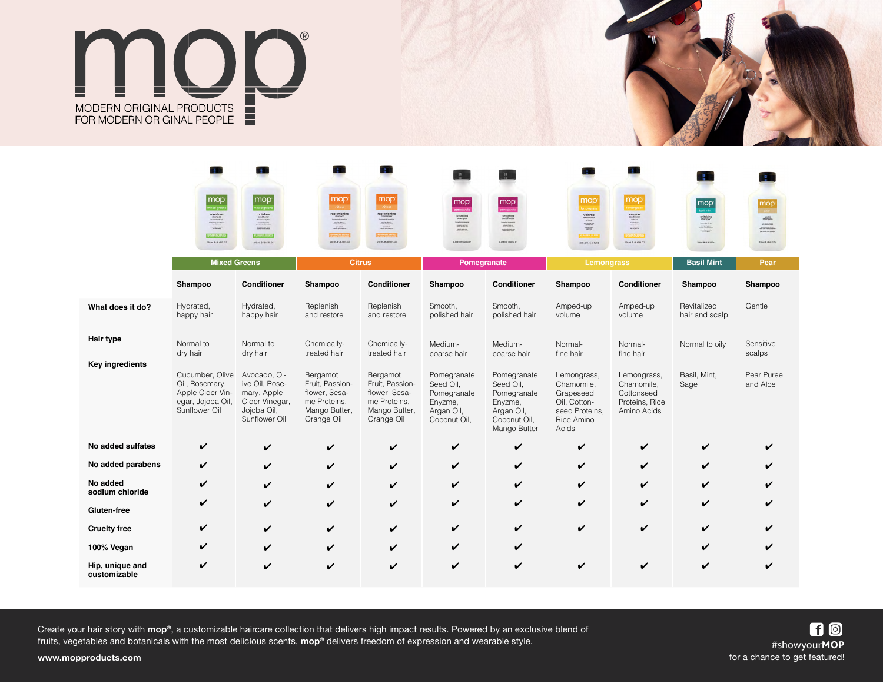# mop®

MODERN ORIGINAL PRODUCTS
FOR MODERN ORIGINAL PEOPLE

| | Mixed Greens | | Citrus | | Pomegranate | | Lemongrass | | Basil Mint | Pear |
|---|---|---|---|---|---|---|---|---|---|---|
| | **Shampoo** | **Conditioner** | **Shampoo** | **Conditioner** | **Shampoo** | **Conditioner** | **Shampoo** | **Conditioner** | **Shampoo** | **Shampoo** |
| **What does it do?** | Hydrated, happy hair | Hydrated, happy hair | Replenish and restore | Replenish and restore | Smooth, polished hair | Smooth, polished hair | Amped-up volume | Amped-up volume | Revitalized hair and scalp | Gentle |
| **Hair type** | Normal to dry hair | Normal to dry hair | Chemically-treated hair | Chemically-treated hair | Medium-coarse hair | Medium-coarse hair | Normal-fine hair | Normal-fine hair | Normal to oily | Sensitive scalps |
| **Key ingredients** | Cucumber, Olive Oil, Rosemary, Apple Cider Vinegar, Jojoba Oil, Sunflower Oil | Avocado, Olive Oil, Rosemary, Apple Cider Vinegar, Jojoba Oil, Sunflower Oil | Bergamot Fruit, Passionflower, Sesame Proteins, Mango Butter, Orange Oil | Bergamot Fruit, Passionflower, Sesame Proteins, Mango Butter, Orange Oil | Pomegranate Seed Oil, Pomegranate Enzyme, Argan Oil, Coconut Oil, | Pomegranate Seed Oil, Pomegranate Enzyme, Argan Oil, Coconut Oil, Mango Butter | Lemongrass, Chamomile, Grapeseed Oil, Cottonseed Proteins, Rice Amino Acids | Lemongrass, Chamomile, Cottonseed Proteins, Rice Amino Acids | Basil, Mint, Sage | Pear Puree and Aloe |
| **No added sulfates** | ✔ | ✔ | ✔ | ✔ | ✔ | ✔ | ✔ | ✔ | ✔ | ✔ |
| **No added parabens** | ✔ | ✔ | ✔ | ✔ | ✔ | ✔ | ✔ | ✔ | ✔ | ✔ |
| **No added sodium chloride** | ✔ | ✔ | ✔ | ✔ | ✔ | ✔ | ✔ | ✔ | ✔ | ✔ |
| **Gluten-free** | ✔ | ✔ | ✔ | ✔ | ✔ | ✔ | ✔ | ✔ | ✔ | ✔ |
| **Cruelty free** | ✔ | ✔ | ✔ | ✔ | ✔ | ✔ | ✔ | ✔ | ✔ | ✔ |
| **100% Vegan** | ✔ | ✔ | ✔ | ✔ | ✔ | ✔ | | | ✔ | ✔ |
| **Hip, unique and customizable** | ✔ | ✔ | ✔ | ✔ | ✔ | ✔ | ✔ | ✔ | ✔ | ✔ |

Create your hair story with **mop®**, a customizable haircare collection that delivers high impact results. Powered by an exclusive blend of fruits, vegetables and botanicals with the most delicious scents, **mop®** delivers freedom of expression and wearable style.

**www.mopproducts.com**

#showyour**MOP**
for a chance to get featured!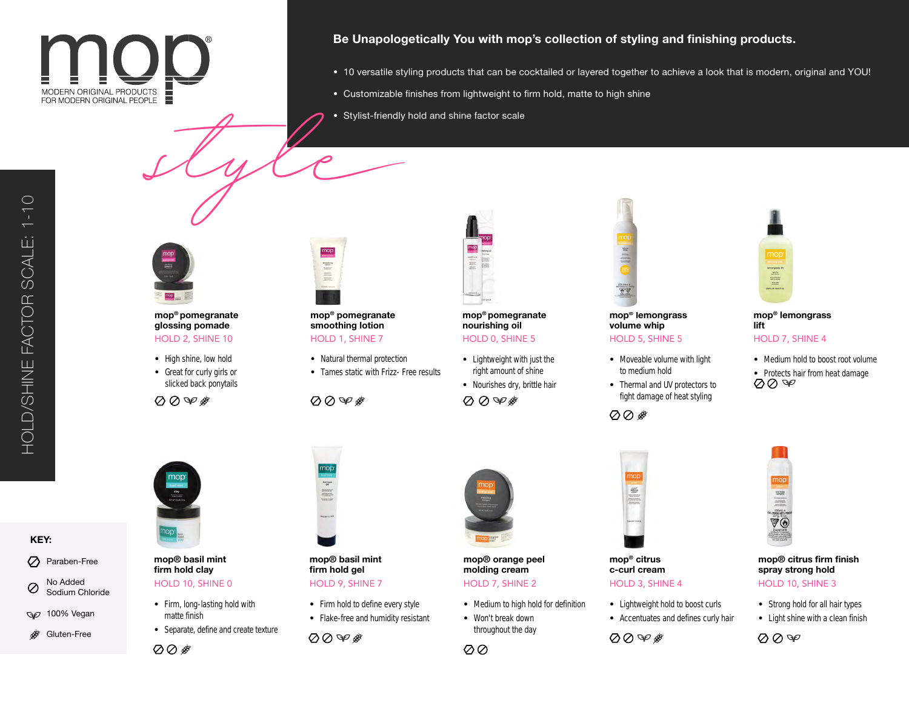mop®

MODERN ORIGINAL PRODUCTS FOR MODERN ORIGINAL PEOPLE

## Be Unapologetically You with mop's collection of styling and finishing products.

- 10 versatile styling products that can be cocktailed or layered together to achieve a look that is modern, original and YOU!
- Customizable finishes from lightweight to firm hold, matte to high shine
- Stylist-friendly hold and shine factor scale

*style*

HOLD/SHINE FACTOR SCALE: 1-10

**mop® pomegranate glossing pomade**
HOLD 2, SHINE 10

- High shine, low hold
- Great for curly girls or slicked back ponytails

Paraben-Free, No Added Sodium Chloride, 100% Vegan, Gluten-Free

**mop® pomegranate smoothing lotion**
HOLD 1, SHINE 7

- Natural thermal protection
- Tames static with Frizz- Free results

Paraben-Free, No Added Sodium Chloride, 100% Vegan, Gluten-Free

**mop® pomegranate nourishing oil**
HOLD 0, SHINE 5

- Lightweight with just the right amount of shine
- Nourishes dry, brittle hair

Paraben-Free, No Added Sodium Chloride, 100% Vegan, Gluten-Free

**mop® lemongrass volume whip**
HOLD 5, SHINE 5

- Moveable volume with light to medium hold
- Thermal and UV protectors to fight damage of heat styling

Paraben-Free, No Added Sodium Chloride, Gluten-Free

**mop® lemongrass lift**
HOLD 7, SHINE 4

- Medium hold to boost root volume
- Protects hair from heat damage

Paraben-Free, No Added Sodium Chloride, 100% Vegan

**mop® basil mint firm hold clay**
HOLD 10, SHINE 0

- Firm, long-lasting hold with matte finish
- Separate, define and create texture

Paraben-Free, No Added Sodium Chloride, Gluten-Free

**mop® basil mint firm hold gel**
HOLD 9, SHINE 7

- Firm hold to define every style
- Flake-free and humidity resistant

Paraben-Free, No Added Sodium Chloride, 100% Vegan, Gluten-Free

**mop® orange peel molding cream**
HOLD 7, SHINE 2

- Medium to high hold for definition
- Won't break down throughout the day

Paraben-Free, No Added Sodium Chloride

**mop® citrus c-curl cream**
HOLD 3, SHINE 4

- Lightweight hold to boost curls
- Accentuates and defines curly hair

Paraben-Free, No Added Sodium Chloride, 100% Vegan, Gluten-Free

**mop® citrus firm finish spray strong hold**
HOLD 10, SHINE 3

- Strong hold for all hair types
- Light shine with a clean finish

Paraben-Free, No Added Sodium Chloride, 100% Vegan

**KEY:**

- Paraben-Free
- No Added Sodium Chloride
- 100% Vegan
- Gluten-Free